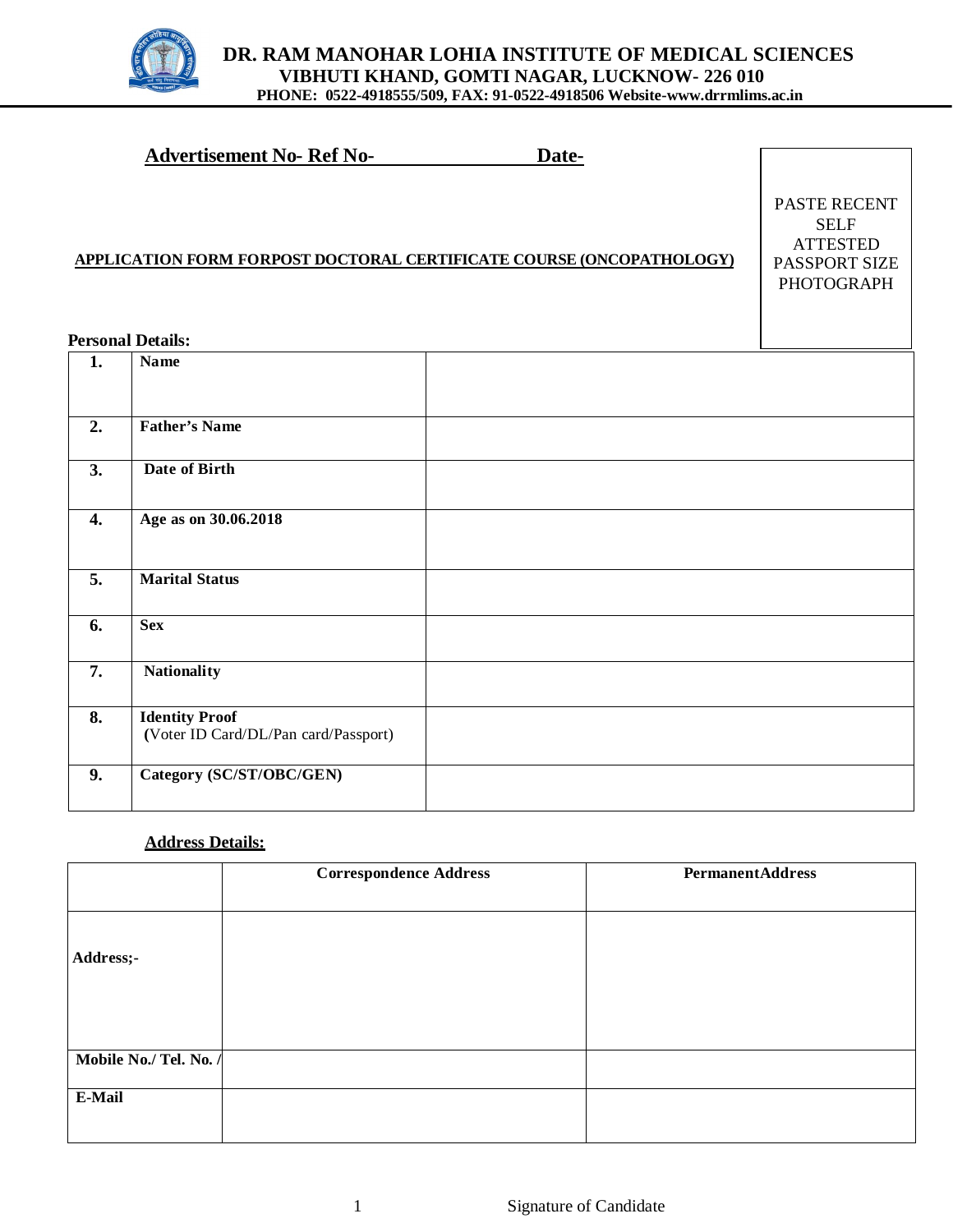# DR. RAM MANOHAR LOHIA INSTITUTE OF MEDICAL SCIENCES

**VIBHUTI KHAND, GOMTI NAGAR, LUCKNOW- 226 010**

**PHONE: 0522-4918555/509, FAX: 91-0522-4918506 Website-www.drrmlims.ac.in**

**Advertisement No- Ref No- Date-**

PASTE RECENT SELF ATTESTED PASSPORT SIZE PHOTOGRAPH

**APPLICATION FORM FORPOST DOCTORAL CERTIFICATE COURSE (ONCOPATHOLOGY)**

**Personal Details:**

| | | |
|---|---|---|
| **1.** | **Name** | |
| **2.** | **Father's Name** | |
| **3.** | **Date of Birth** | |
| **4.** | **Age as on 30.06.2018** | |
| **5.** | **Marital Status** | |
| **6.** | **Sex** | |
| **7.** | **Nationality** | |
| **8.** | **Identity Proof** (Voter ID Card/DL/Pan card/Passport) | |
| **9.** | **Category (SC/ST/OBC/GEN)** | |

**Address Details:**

| | **Correspondence Address** | **PermanentAddress** |
|---|---|---|
| **Address;-** | | |
| **Mobile No./ Tel. No. /** | | |
| **E-Mail** | | |

Signature of Candidate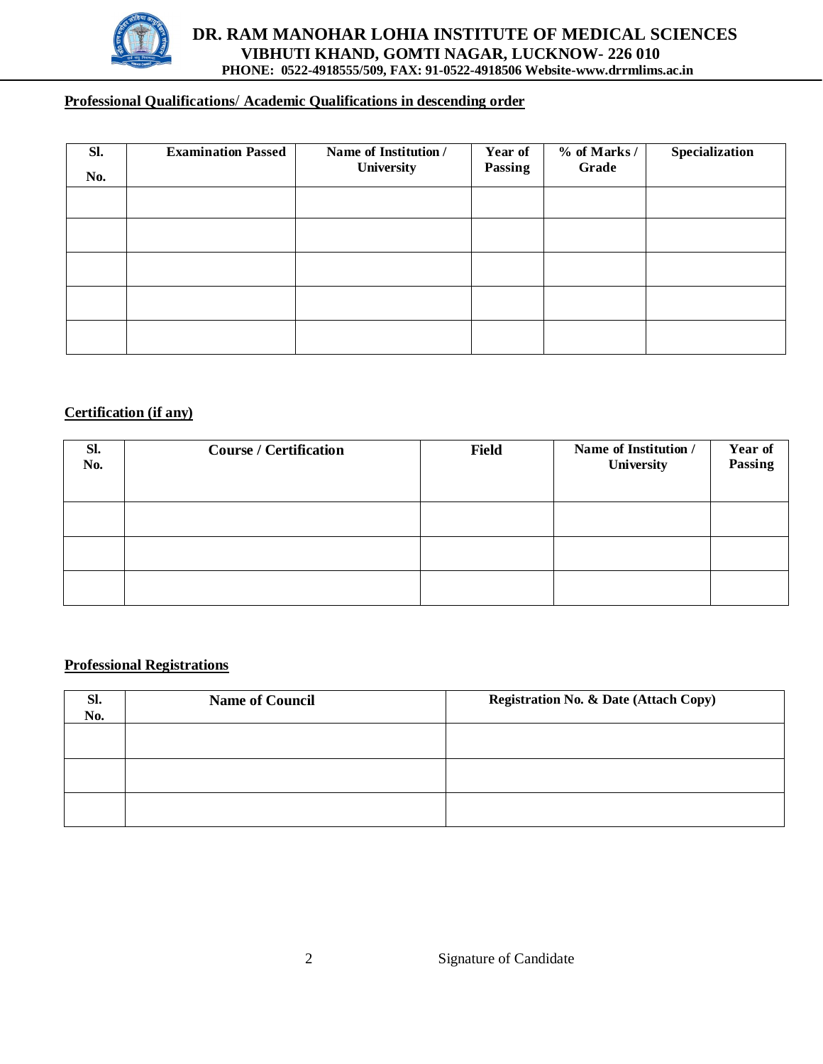**DR. RAM MANOHAR LOHIA INSTITUTE OF MEDICAL SCIENCES**
**VIBHUTI KHAND, GOMTI NAGAR, LUCKNOW- 226 010**
**PHONE: 0522-4918555/509, FAX: 91-0522-4918506 Website-www.drrmlims.ac.in**

**Professional Qualifications/ Academic Qualifications in descending order**

| Sl. No. | Examination Passed | Name of Institution / University | Year of Passing | % of Marks / Grade | Specialization |
|---|---|---|---|---|---|
| | | | | | |
| | | | | | |
| | | | | | |
| | | | | | |
| | | | | | |

**Certification (if any)**

| Sl. No. | Course / Certification | Field | Name of Institution / University | Year of Passing |
|---|---|---|---|---|
| | | | | |
| | | | | |
| | | | | |

**Professional Registrations**

| Sl. No. | Name of Council | Registration No. & Date (Attach Copy) |
|---|---|---|
| | | |
| | | |
| | | |

Signature of Candidate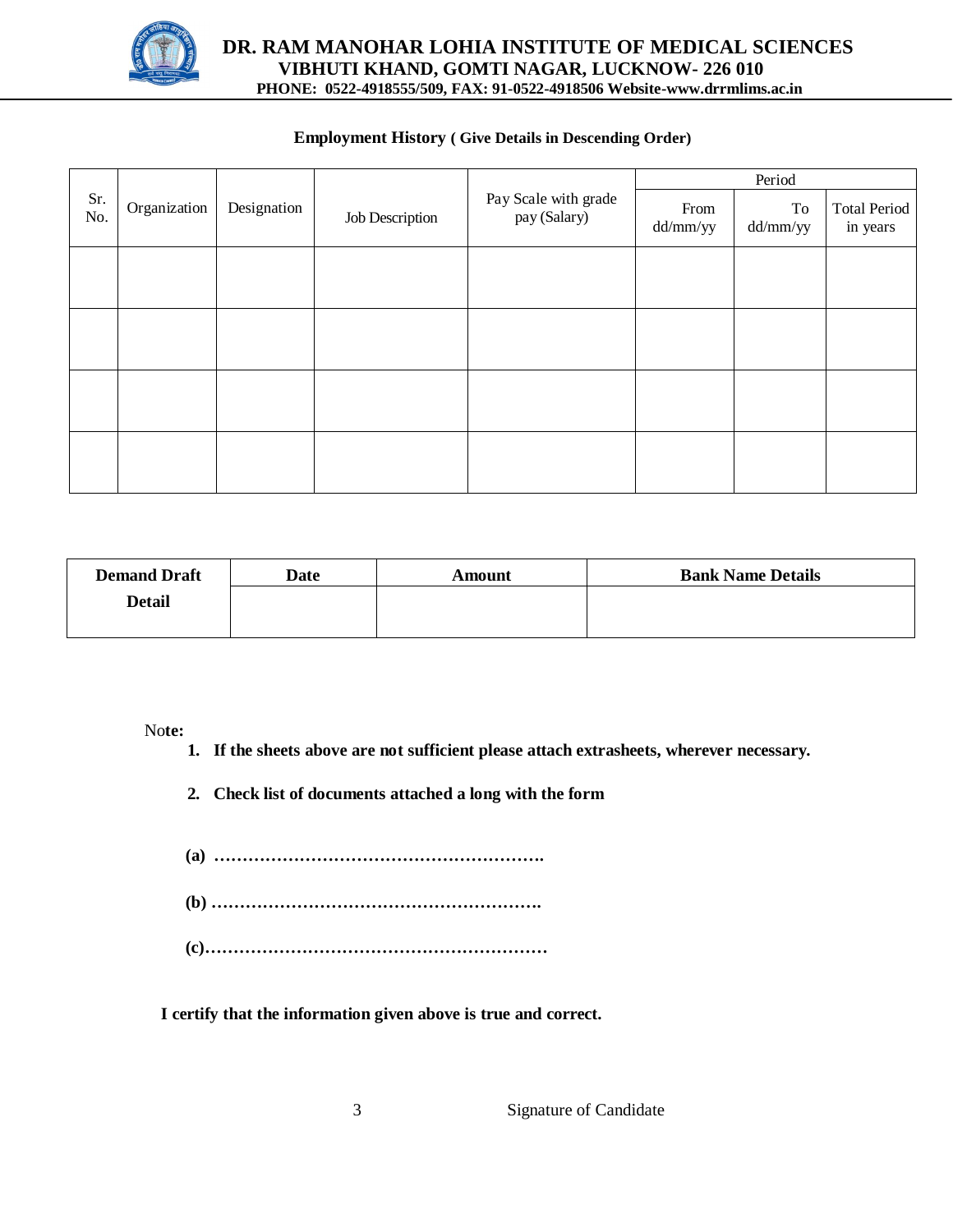# DR. RAM MANOHAR LOHIA INSTITUTE OF MEDICAL SCIENCES

**VIBHUTI KHAND, GOMTI NAGAR, LUCKNOW- 226 010**

**PHONE: 0522-4918555/509, FAX: 91-0522-4918506 Website-www.drrmlims.ac.in**

**Employment History ( Give Details in Descending Order)**

| Sr. No. | Organization | Designation | Job Description | Pay Scale with grade pay (Salary) | Period | | |
|---|---|---|---|---|---|---|---|
| | | | | | From dd/mm/yy | To dd/mm/yy | Total Period in years |
| | | | | | | | |
| | | | | | | | |
| | | | | | | | |
| | | | | | | | |

| **Demand Draft Detail** | **Date** | **Amount** | **Bank Name Details** |
|---|---|---|---|
| | | | |

Note:

1. **If the sheets above are not sufficient please attach extrasheets, wherever necessary.**
2. **Check list of documents attached a long with the form**

**(a) ………………………………………………….**

**(b) ………………………………………………….**

**(c)……………………………………………………**

**I certify that the information given above is true and correct.**

Signature of Candidate